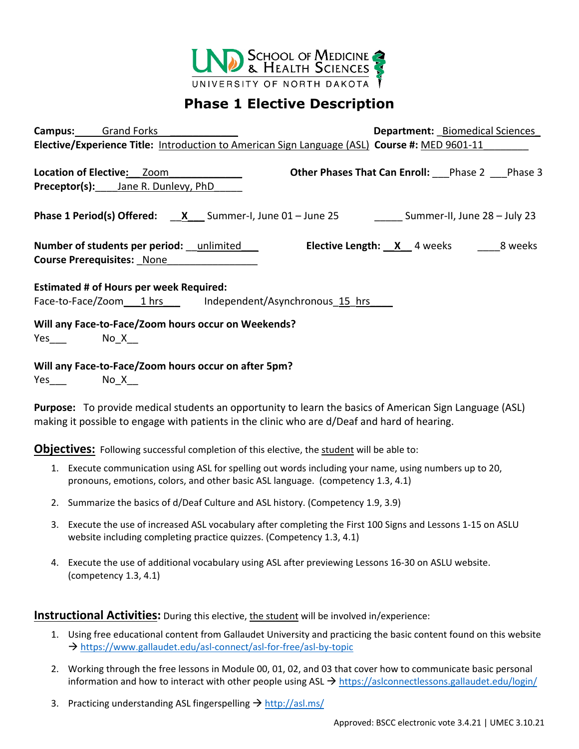UND School of Medicine & Health Sciences
UNIVERSITY OF NORTH DAKOTA

# Phase 1 Elective Description

**Campus:** Grand Forks **Department:** Biomedical Sciences
**Elective/Experience Title:** Introduction to American Sign Language (ASL) **Course #:** MED 9601-11

**Location of Elective:** Zoom **Other Phases That Can Enroll:** ___Phase 2 ___Phase 3
**Preceptor(s):** Jane R. Dunlevy, PhD

**Phase 1 Period(s) Offered:** __X__ Summer-I, June 01 – June 25 _____ Summer-II, June 28 – July 23

**Number of students per period:** unlimited **Elective Length:** __X__ 4 weeks ____8 weeks
**Course Prerequisites:** None

**Estimated # of Hours per week Required:**
Face-to-Face/Zoom 1 hrs Independent/Asynchronous 15 hrs

**Will any Face-to-Face/Zoom hours occur on Weekends?**
Yes___ No_X__

**Will any Face-to-Face/Zoom hours occur on after 5pm?**
Yes___ No_X__

**Purpose:** To provide medical students an opportunity to learn the basics of American Sign Language (ASL) making it possible to engage with patients in the clinic who are d/Deaf and hard of hearing.

## Objectives:

Following successful completion of this elective, the student will be able to:

1. Execute communication using ASL for spelling out words including your name, using numbers up to 20, pronouns, emotions, colors, and other basic ASL language. (competency 1.3, 4.1)
2. Summarize the basics of d/Deaf Culture and ASL history. (Competency 1.9, 3.9)
3. Execute the use of increased ASL vocabulary after completing the First 100 Signs and Lessons 1-15 on ASLU website including completing practice quizzes. (Competency 1.3, 4.1)
4. Execute the use of additional vocabulary using ASL after previewing Lessons 16-30 on ASLU website. (competency 1.3, 4.1)

## Instructional Activities:

During this elective, the student will be involved in/experience:

1. Using free educational content from Gallaudet University and practicing the basic content found on this website → https://www.gallaudet.edu/asl-connect/asl-for-free/asl-by-topic
2. Working through the free lessons in Module 00, 01, 02, and 03 that cover how to communicate basic personal information and how to interact with other people using ASL → https://aslconnectlessons.gallaudet.edu/login/
3. Practicing understanding ASL fingerspelling → http://asl.ms/

Approved: BSCC electronic vote 3.4.21 | UMEC 3.10.21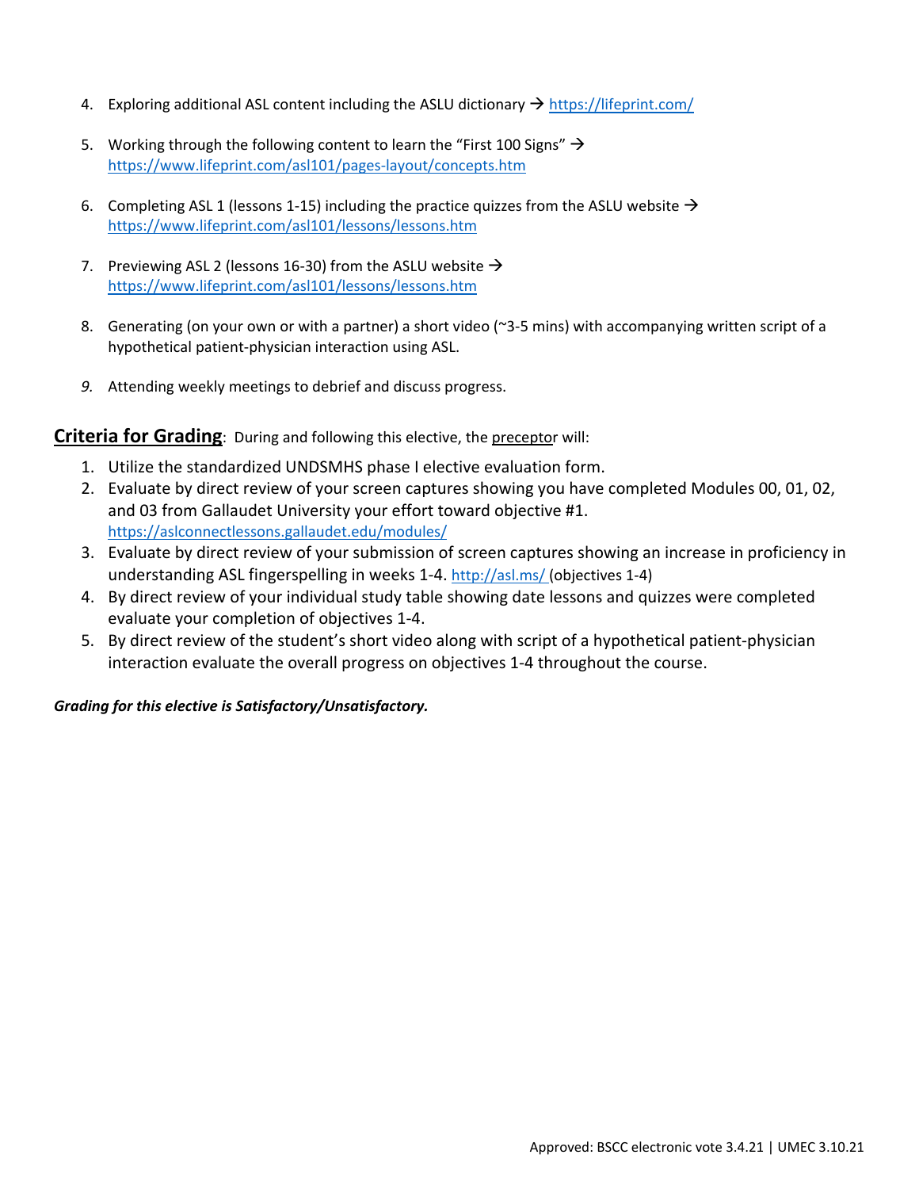4. Exploring additional ASL content including the ASLU dictionary → https://lifeprint.com/

5. Working through the following content to learn the "First 100 Signs" → https://www.lifeprint.com/asl101/pages-layout/concepts.htm

6. Completing ASL 1 (lessons 1-15) including the practice quizzes from the ASLU website → https://www.lifeprint.com/asl101/lessons/lessons.htm

7. Previewing ASL 2 (lessons 16-30) from the ASLU website → https://www.lifeprint.com/asl101/lessons/lessons.htm

8. Generating (on your own or with a partner) a short video (~3-5 mins) with accompanying written script of a hypothetical patient-physician interaction using ASL.

9. Attending weekly meetings to debrief and discuss progress.

**Criteria for Grading**: During and following this elective, the preceptor will:

1. Utilize the standardized UNDSMHS phase I elective evaluation form.
2. Evaluate by direct review of your screen captures showing you have completed Modules 00, 01, 02, and 03 from Gallaudet University your effort toward objective #1. https://aslconnectlessons.gallaudet.edu/modules/
3. Evaluate by direct review of your submission of screen captures showing an increase in proficiency in understanding ASL fingerspelling in weeks 1-4. http://asl.ms/ (objectives 1-4)
4. By direct review of your individual study table showing date lessons and quizzes were completed evaluate your completion of objectives 1-4.
5. By direct review of the student's short video along with script of a hypothetical patient-physician interaction evaluate the overall progress on objectives 1-4 throughout the course.

***Grading for this elective is Satisfactory/Unsatisfactory.***

Approved: BSCC electronic vote 3.4.21 | UMEC 3.10.21